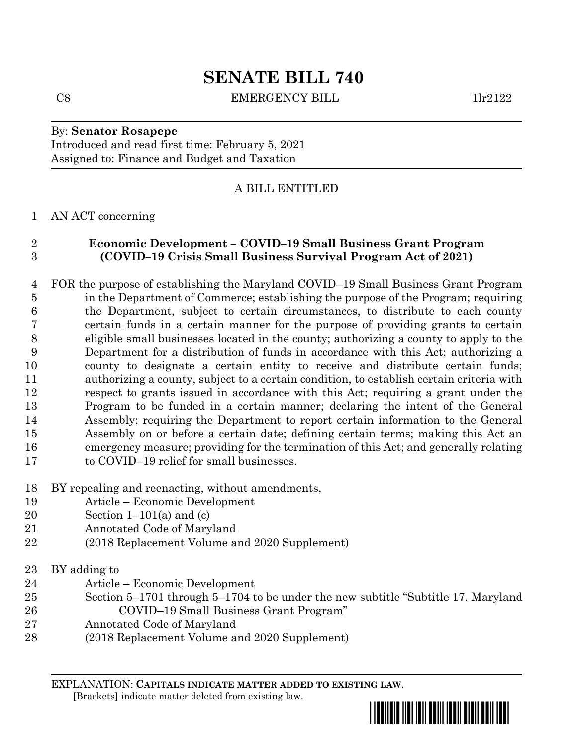# SENATE BILL 740

C8 EMERGENCY BILL 1lr2122

By: **Senator Rosapepe**
Introduced and read first time: February 5, 2021
Assigned to: Finance and Budget and Taxation

A BILL ENTITLED

AN ACT concerning

**Economic Development – COVID–19 Small Business Grant Program (COVID–19 Crisis Small Business Survival Program Act of 2021)**

FOR the purpose of establishing the Maryland COVID–19 Small Business Grant Program in the Department of Commerce; establishing the purpose of the Program; requiring the Department, subject to certain circumstances, to distribute to each county certain funds in a certain manner for the purpose of providing grants to certain eligible small businesses located in the county; authorizing a county to apply to the Department for a distribution of funds in accordance with this Act; authorizing a county to designate a certain entity to receive and distribute certain funds; authorizing a county, subject to a certain condition, to establish certain criteria with respect to grants issued in accordance with this Act; requiring a grant under the Program to be funded in a certain manner; declaring the intent of the General Assembly; requiring the Department to report certain information to the General Assembly on or before a certain date; defining certain terms; making this Act an emergency measure; providing for the termination of this Act; and generally relating to COVID–19 relief for small businesses.

BY repealing and reenacting, without amendments,
Article – Economic Development
Section 1–101(a) and (c)
Annotated Code of Maryland
(2018 Replacement Volume and 2020 Supplement)

BY adding to
Article – Economic Development
Section 5–1701 through 5–1704 to be under the new subtitle "Subtitle 17. Maryland COVID–19 Small Business Grant Program"
Annotated Code of Maryland
(2018 Replacement Volume and 2020 Supplement)

EXPLANATION: **CAPITALS INDICATE MATTER ADDED TO EXISTING LAW**.
**[**Brackets**]** indicate matter deleted from existing law.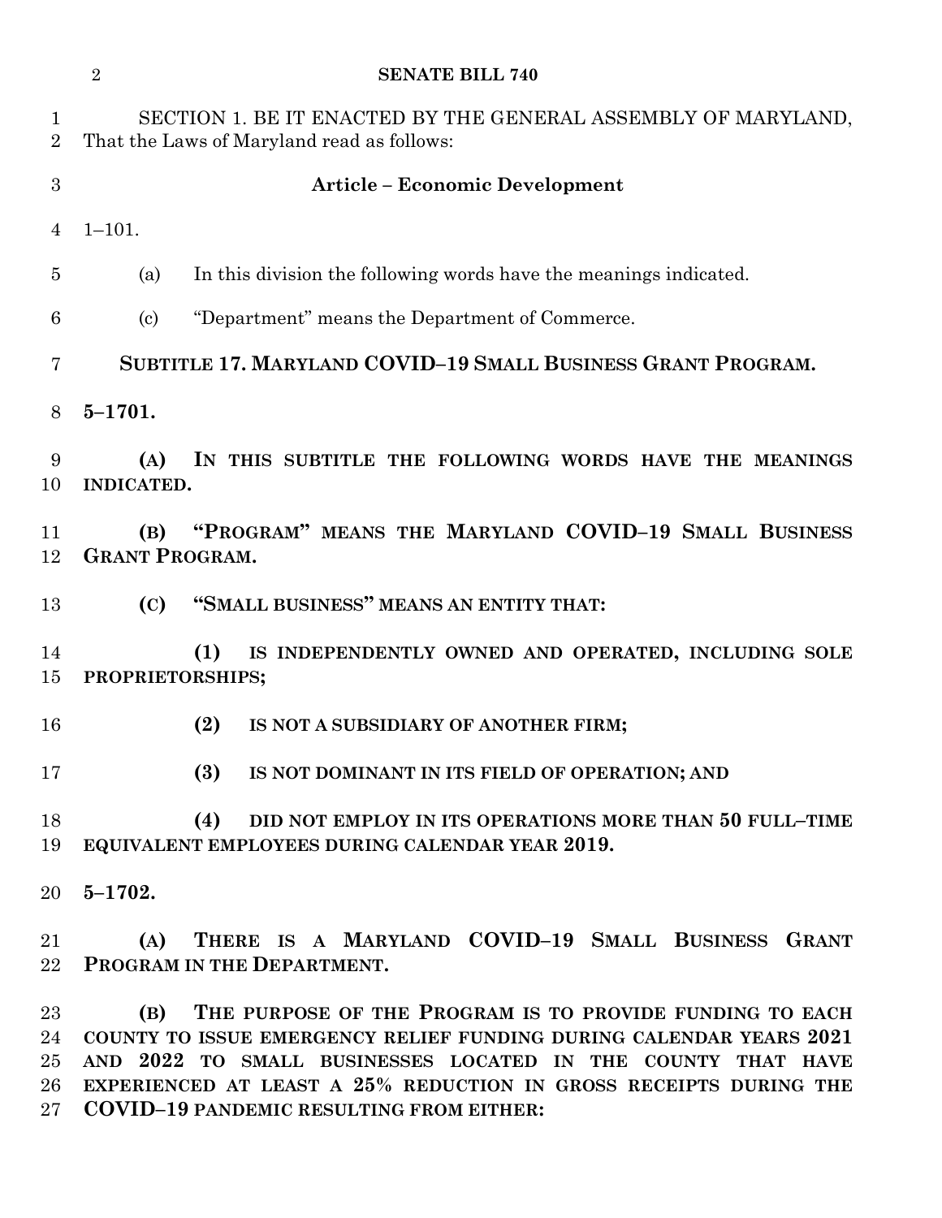SECTION 1. BE IT ENACTED BY THE GENERAL ASSEMBLY OF MARYLAND, That the Laws of Maryland read as follows:

**Article – Economic Development**

1–101.

(a) In this division the following words have the meanings indicated.

(c) "Department" means the Department of Commerce.

**SUBTITLE 17. MARYLAND COVID–19 SMALL BUSINESS GRANT PROGRAM.**

**5–1701.**

**(A) IN THIS SUBTITLE THE FOLLOWING WORDS HAVE THE MEANINGS INDICATED.**

**(B) "PROGRAM" MEANS THE MARYLAND COVID–19 SMALL BUSINESS GRANT PROGRAM.**

**(C) "SMALL BUSINESS" MEANS AN ENTITY THAT:**

**(1) IS INDEPENDENTLY OWNED AND OPERATED, INCLUDING SOLE PROPRIETORSHIPS;**

**(2) IS NOT A SUBSIDIARY OF ANOTHER FIRM;**

**(3) IS NOT DOMINANT IN ITS FIELD OF OPERATION; AND**

**(4) DID NOT EMPLOY IN ITS OPERATIONS MORE THAN 50 FULL–TIME EQUIVALENT EMPLOYEES DURING CALENDAR YEAR 2019.**

**5–1702.**

**(A) THERE IS A MARYLAND COVID–19 SMALL BUSINESS GRANT PROGRAM IN THE DEPARTMENT.**

**(B) THE PURPOSE OF THE PROGRAM IS TO PROVIDE FUNDING TO EACH COUNTY TO ISSUE EMERGENCY RELIEF FUNDING DURING CALENDAR YEARS 2021 AND 2022 TO SMALL BUSINESSES LOCATED IN THE COUNTY THAT HAVE EXPERIENCED AT LEAST A 25% REDUCTION IN GROSS RECEIPTS DURING THE COVID–19 PANDEMIC RESULTING FROM EITHER:**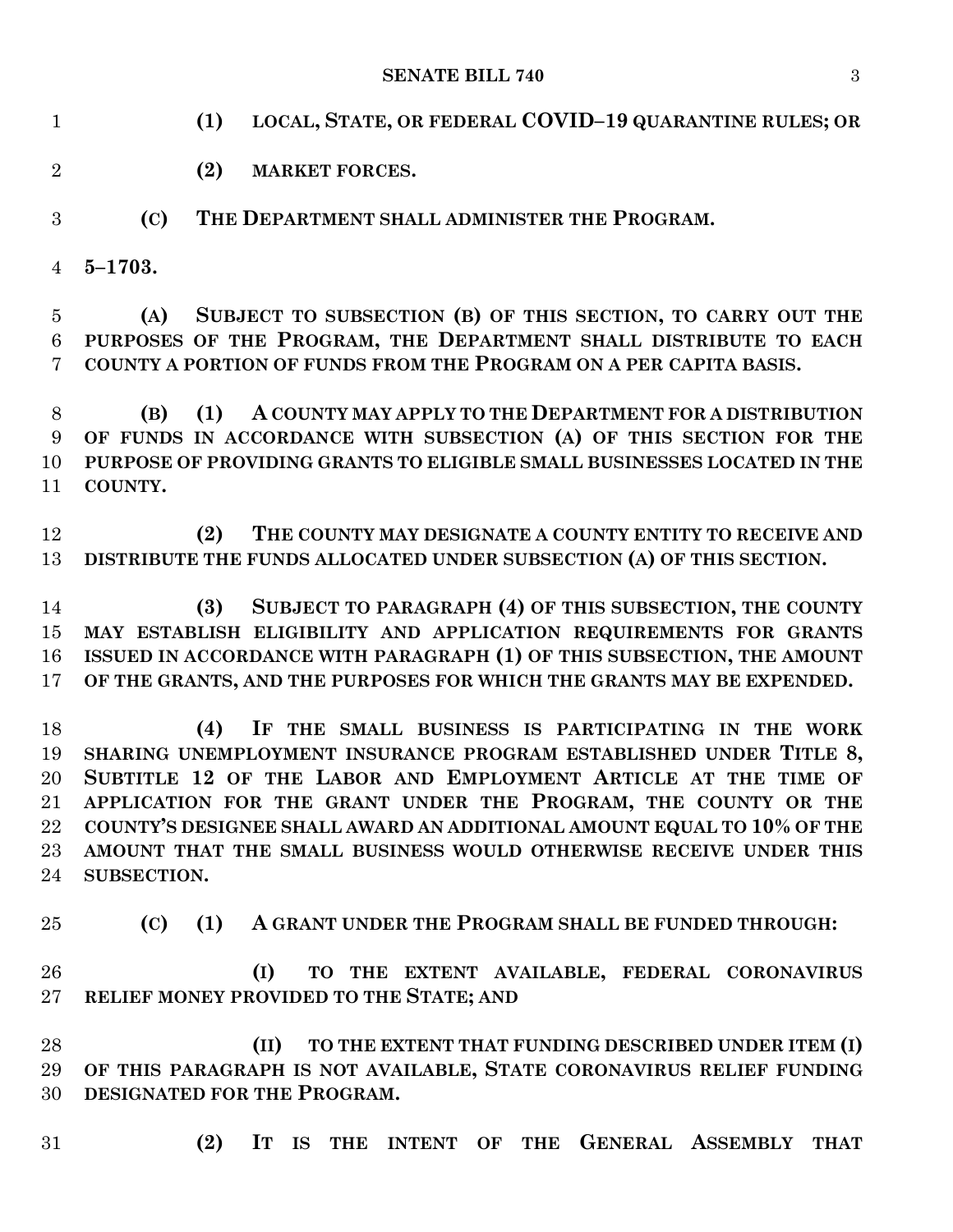**(1) LOCAL, STATE, OR FEDERAL COVID–19 QUARANTINE RULES; OR**

**(2) MARKET FORCES.**

**(C) THE DEPARTMENT SHALL ADMINISTER THE PROGRAM.**

**5–1703.**

**(A) SUBJECT TO SUBSECTION (B) OF THIS SECTION, TO CARRY OUT THE PURPOSES OF THE PROGRAM, THE DEPARTMENT SHALL DISTRIBUTE TO EACH COUNTY A PORTION OF FUNDS FROM THE PROGRAM ON A PER CAPITA BASIS.**

**(B) (1) A COUNTY MAY APPLY TO THE DEPARTMENT FOR A DISTRIBUTION OF FUNDS IN ACCORDANCE WITH SUBSECTION (A) OF THIS SECTION FOR THE PURPOSE OF PROVIDING GRANTS TO ELIGIBLE SMALL BUSINESSES LOCATED IN THE COUNTY.**

**(2) THE COUNTY MAY DESIGNATE A COUNTY ENTITY TO RECEIVE AND DISTRIBUTE THE FUNDS ALLOCATED UNDER SUBSECTION (A) OF THIS SECTION.**

**(3) SUBJECT TO PARAGRAPH (4) OF THIS SUBSECTION, THE COUNTY MAY ESTABLISH ELIGIBILITY AND APPLICATION REQUIREMENTS FOR GRANTS ISSUED IN ACCORDANCE WITH PARAGRAPH (1) OF THIS SUBSECTION, THE AMOUNT OF THE GRANTS, AND THE PURPOSES FOR WHICH THE GRANTS MAY BE EXPENDED.**

**(4) IF THE SMALL BUSINESS IS PARTICIPATING IN THE WORK SHARING UNEMPLOYMENT INSURANCE PROGRAM ESTABLISHED UNDER TITLE 8, SUBTITLE 12 OF THE LABOR AND EMPLOYMENT ARTICLE AT THE TIME OF APPLICATION FOR THE GRANT UNDER THE PROGRAM, THE COUNTY OR THE COUNTY'S DESIGNEE SHALL AWARD AN ADDITIONAL AMOUNT EQUAL TO 10% OF THE AMOUNT THAT THE SMALL BUSINESS WOULD OTHERWISE RECEIVE UNDER THIS SUBSECTION.**

**(C) (1) A GRANT UNDER THE PROGRAM SHALL BE FUNDED THROUGH:**

**(I) TO THE EXTENT AVAILABLE, FEDERAL CORONAVIRUS RELIEF MONEY PROVIDED TO THE STATE; AND**

**(II) TO THE EXTENT THAT FUNDING DESCRIBED UNDER ITEM (I) OF THIS PARAGRAPH IS NOT AVAILABLE, STATE CORONAVIRUS RELIEF FUNDING DESIGNATED FOR THE PROGRAM.**

**(2) IT IS THE INTENT OF THE GENERAL ASSEMBLY THAT**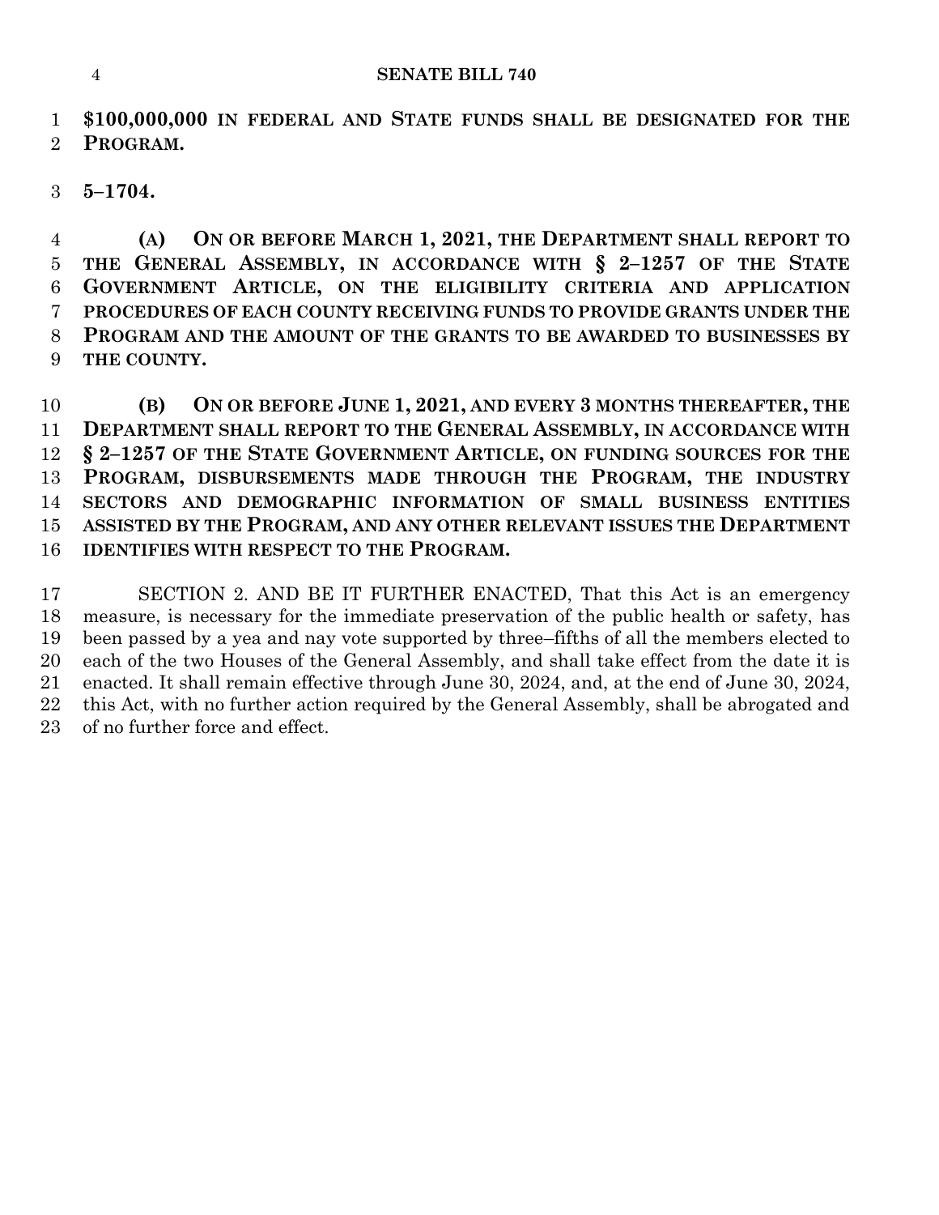**$100,000,000 IN FEDERAL AND STATE FUNDS SHALL BE DESIGNATED FOR THE PROGRAM.**

**5–1704.**

**(A) ON OR BEFORE MARCH 1, 2021, THE DEPARTMENT SHALL REPORT TO THE GENERAL ASSEMBLY, IN ACCORDANCE WITH § 2–1257 OF THE STATE GOVERNMENT ARTICLE, ON THE ELIGIBILITY CRITERIA AND APPLICATION PROCEDURES OF EACH COUNTY RECEIVING FUNDS TO PROVIDE GRANTS UNDER THE PROGRAM AND THE AMOUNT OF THE GRANTS TO BE AWARDED TO BUSINESSES BY THE COUNTY.**

**(B) ON OR BEFORE JUNE 1, 2021, AND EVERY 3 MONTHS THEREAFTER, THE DEPARTMENT SHALL REPORT TO THE GENERAL ASSEMBLY, IN ACCORDANCE WITH § 2–1257 OF THE STATE GOVERNMENT ARTICLE, ON FUNDING SOURCES FOR THE PROGRAM, DISBURSEMENTS MADE THROUGH THE PROGRAM, THE INDUSTRY SECTORS AND DEMOGRAPHIC INFORMATION OF SMALL BUSINESS ENTITIES ASSISTED BY THE PROGRAM, AND ANY OTHER RELEVANT ISSUES THE DEPARTMENT IDENTIFIES WITH RESPECT TO THE PROGRAM.**

SECTION 2. AND BE IT FURTHER ENACTED, That this Act is an emergency measure, is necessary for the immediate preservation of the public health or safety, has been passed by a yea and nay vote supported by three–fifths of all the members elected to each of the two Houses of the General Assembly, and shall take effect from the date it is enacted. It shall remain effective through June 30, 2024, and, at the end of June 30, 2024, this Act, with no further action required by the General Assembly, shall be abrogated and of no further force and effect.